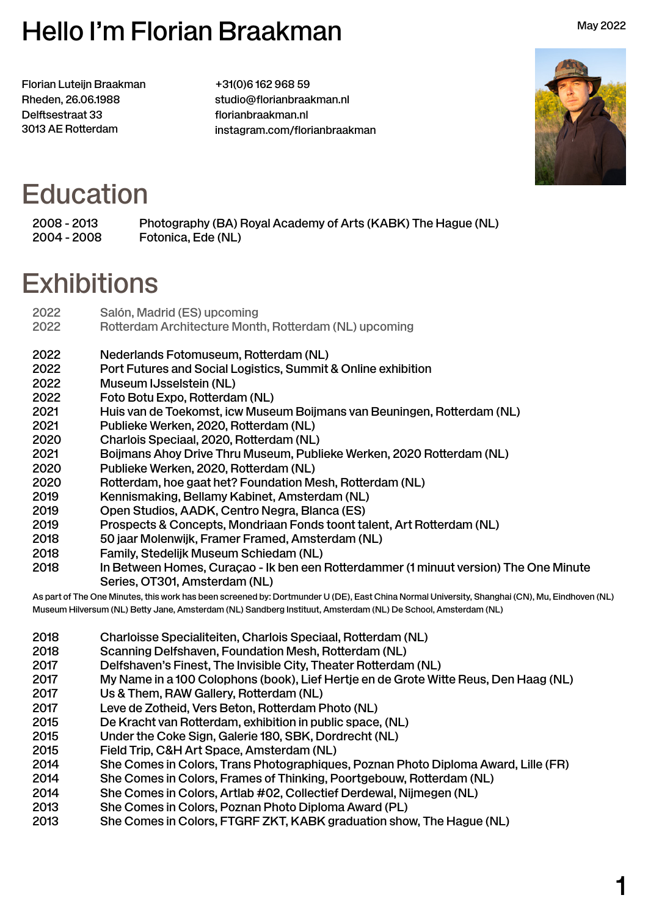# Hello I'm Florian Braakman

May 2022

Florian Luteijn Braakman
Rheden, 26.06.1988
Delftsestraat 33
3013 AE Rotterdam

+31(0)6 162 968 59
studio@florianbraakman.nl
florianbraakman.nl
instagram.com/florianbraakman

## Education

| | |
|---|---|
| 2008 - 2013 | Photography (BA) Royal Academy of Arts (KABK) The Hague (NL) |
| 2004 - 2008 | Fotonica, Ede (NL) |

## Exhibitions

| | |
|---|---|
| 2022 | Salón, Madrid (ES) upcoming |
| 2022 | Rotterdam Architecture Month, Rotterdam (NL) upcoming |

| | |
|---|---|
| 2022 | Nederlands Fotomuseum, Rotterdam (NL) |
| 2022 | Port Futures and Social Logistics, Summit & Online exhibition |
| 2022 | Museum IJsselstein (NL) |
| 2022 | Foto Botu Expo, Rotterdam (NL) |
| 2021 | Huis van de Toekomst, icw Museum Boijmans van Beuningen, Rotterdam (NL) |
| 2021 | Publieke Werken, 2020, Rotterdam (NL) |
| 2020 | Charlois Speciaal, 2020, Rotterdam (NL) |
| 2021 | Boijmans Ahoy Drive Thru Museum, Publieke Werken, 2020 Rotterdam (NL) |
| 2020 | Publieke Werken, 2020, Rotterdam (NL) |
| 2020 | Rotterdam, hoe gaat het? Foundation Mesh, Rotterdam (NL) |
| 2019 | Kennismaking, Bellamy Kabinet, Amsterdam (NL) |
| 2019 | Open Studios, AADK, Centro Negra, Blanca (ES) |
| 2019 | Prospects & Concepts, Mondriaan Fonds toont talent, Art Rotterdam (NL) |
| 2018 | 50 jaar Molenwijk, Framer Framed, Amsterdam (NL) |
| 2018 | Family, Stedelijk Museum Schiedam (NL) |
| 2018 | In Between Homes, Curaçao - Ik ben een Rotterdammer (1 minuut version) The One Minute Series, OT301, Amsterdam (NL) |

As part of The One Minutes, this work has been screened by: Dortmunder U (DE), East China Normal University, Shanghai (CN), Mu, Eindhoven (NL) Museum Hilversum (NL) Betty Jane, Amsterdam (NL) Sandberg Instituut, Amsterdam (NL) De School, Amsterdam (NL)

| | |
|---|---|
| 2018 | Charloisse Specialiteiten, Charlois Speciaal, Rotterdam (NL) |
| 2018 | Scanning Delfshaven, Foundation Mesh, Rotterdam (NL) |
| 2017 | Delfshaven's Finest, The Invisible City, Theater Rotterdam (NL) |
| 2017 | My Name in a 100 Colophons (book), Lief Hertje en de Grote Witte Reus, Den Haag (NL) |
| 2017 | Us & Them, RAW Gallery, Rotterdam (NL) |
| 2017 | Leve de Zotheid, Vers Beton, Rotterdam Photo (NL) |
| 2015 | De Kracht van Rotterdam, exhibition in public space, (NL) |
| 2015 | Under the Coke Sign, Galerie 180, SBK, Dordrecht (NL) |
| 2015 | Field Trip, C&H Art Space, Amsterdam (NL) |
| 2014 | She Comes in Colors, Trans Photographiques, Poznan Photo Diploma Award, Lille (FR) |
| 2014 | She Comes in Colors, Frames of Thinking, Poortgebouw, Rotterdam (NL) |
| 2014 | She Comes in Colors, Artlab #02, Collectief Derdewal, Nijmegen (NL) |
| 2013 | She Comes in Colors, Poznan Photo Diploma Award (PL) |
| 2013 | She Comes in Colors, FTGRF ZKT, KABK graduation show, The Hague (NL) |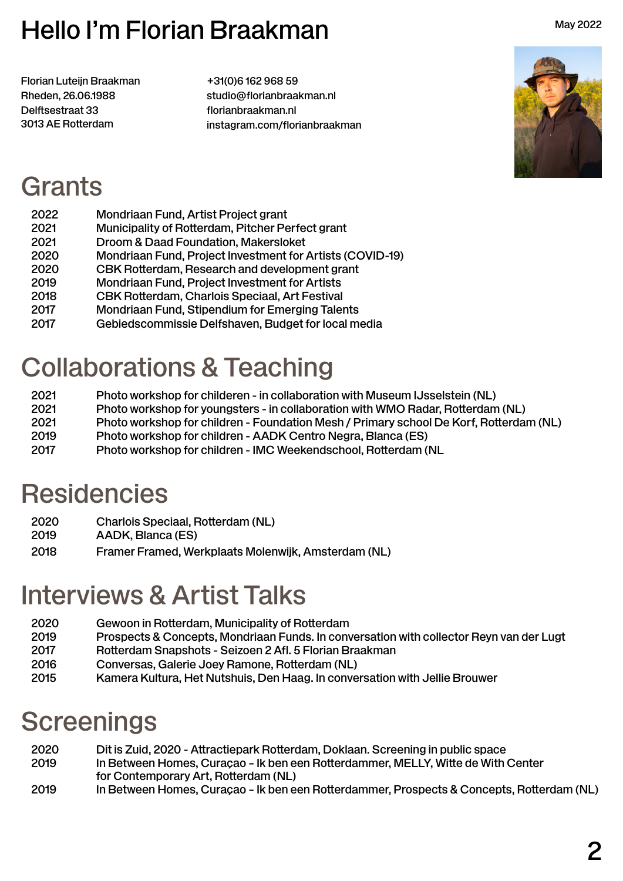# Hello I'm Florian Braakman

May 2022

Florian Luteijn Braakman
Rheden, 26.06.1988
Delftsestraat 33
3013 AE Rotterdam

+31(0)6 162 968 59
studio@florianbraakman.nl
florianbraakman.nl
instagram.com/florianbraakman

## Grants

| | |
|---|---|
| 2022 | Mondriaan Fund, Artist Project grant |
| 2021 | Municipality of Rotterdam, Pitcher Perfect grant |
| 2021 | Droom & Daad Foundation, Makersloket |
| 2020 | Mondriaan Fund, Project Investment for Artists (COVID-19) |
| 2020 | CBK Rotterdam, Research and development grant |
| 2019 | Mondriaan Fund, Project Investment for Artists |
| 2018 | CBK Rotterdam, Charlois Speciaal, Art Festival |
| 2017 | Mondriaan Fund, Stipendium for Emerging Talents |
| 2017 | Gebiedscommissie Delfshaven, Budget for local media |

## Collaborations & Teaching

| | |
|---|---|
| 2021 | Photo workshop for childeren - in collaboration with Museum IJsselstein (NL) |
| 2021 | Photo workshop for youngsters - in collaboration with WMO Radar, Rotterdam (NL) |
| 2021 | Photo workshop for children - Foundation Mesh / Primary school De Korf, Rotterdam (NL) |
| 2019 | Photo workshop for children - AADK Centro Negra, Blanca (ES) |
| 2017 | Photo workshop for children - IMC Weekendschool, Rotterdam (NL |

## Residencies

| | |
|---|---|
| 2020 | Charlois Speciaal, Rotterdam (NL) |
| 2019 | AADK, Blanca (ES) |
| 2018 | Framer Framed, Werkplaats Molenwijk, Amsterdam (NL) |

## Interviews & Artist Talks

| | |
|---|---|
| 2020 | Gewoon in Rotterdam, Municipality of Rotterdam |
| 2019 | Prospects & Concepts, Mondriaan Funds. In conversation with collector Reyn van der Lugt |
| 2017 | Rotterdam Snapshots - Seizoen 2 Afl. 5 Florian Braakman |
| 2016 | Conversas, Galerie Joey Ramone, Rotterdam (NL) |
| 2015 | Kamera Kultura, Het Nutshuis, Den Haag. In conversation with Jellie Brouwer |

## Screenings

| | |
|---|---|
| 2020 | Dit is Zuid, 2020 - Attractiepark Rotterdam, Doklaan. Screening in public space |
| 2019 | In Between Homes, Curaçao – Ik ben een Rotterdammer, MELLY, Witte de With Center for Contemporary Art, Rotterdam (NL) |
| 2019 | In Between Homes, Curaçao – Ik ben een Rotterdammer, Prospects & Concepts, Rotterdam (NL) |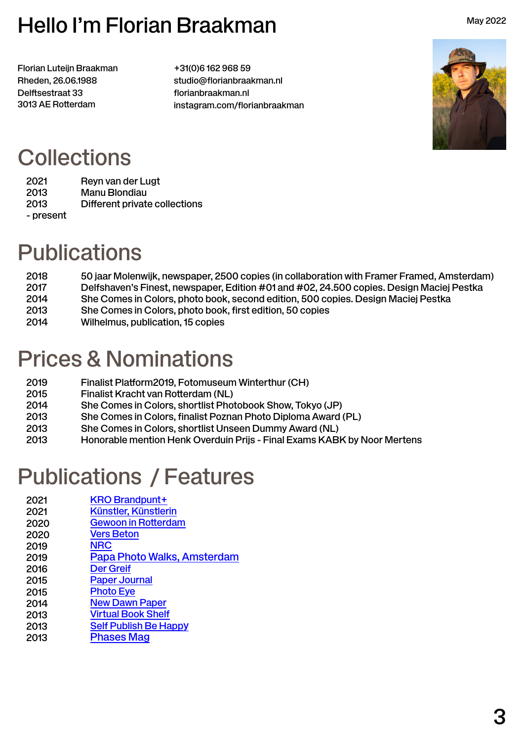# Hello I'm Florian Braakman

May 2022

Florian Luteijn Braakman
Rheden, 26.06.1988
Delftsestraat 33
3013 AE Rotterdam

+31(0)6 162 968 59
studio@florianbraakman.nl
florianbraakman.nl
instagram.com/florianbraakman

## Collections

| | |
|---|---|
| 2021 | Reyn van der Lugt |
| 2013 | Manu Blondiau |
| 2013 - present | Different private collections |

## Publications

| | |
|---|---|
| 2018 | 50 jaar Molenwijk, newspaper, 2500 copies (in collaboration with Framer Framed, Amsterdam) |
| 2017 | Delfshaven's Finest, newspaper, Edition #01 and #02, 24.500 copies. Design Maciej Pestka |
| 2014 | She Comes in Colors, photo book, second edition, 500 copies. Design Maciej Pestka |
| 2013 | She Comes in Colors, photo book, first edition, 50 copies |
| 2014 | Wilhelmus, publication, 15 copies |

## Prices & Nominations

| | |
|---|---|
| 2019 | Finalist Platform2019, Fotomuseum Winterthur (CH) |
| 2015 | Finalist Kracht van Rotterdam (NL) |
| 2014 | She Comes in Colors, shortlist Photobook Show, Tokyo (JP) |
| 2013 | She Comes in Colors, finalist Poznan Photo Diploma Award (PL) |
| 2013 | She Comes in Colors, shortlist Unseen Dummy Award (NL) |
| 2013 | Honorable mention Henk Overduin Prijs - Final Exams KABK by Noor Mertens |

## Publications / Features

| | |
|---|---|
| 2021 | KRO Brandpunt+ |
| 2021 | Künstler, Künstlerin |
| 2020 | Gewoon in Rotterdam |
| 2020 | Vers Beton |
| 2019 | NRC |
| 2019 | Papa Photo Walks, Amsterdam |
| 2016 | Der Greif |
| 2015 | Paper Journal |
| 2015 | Photo Eye |
| 2014 | New Dawn Paper |
| 2013 | Virtual Book Shelf |
| 2013 | Self Publish Be Happy |
| 2013 | Phases Mag |